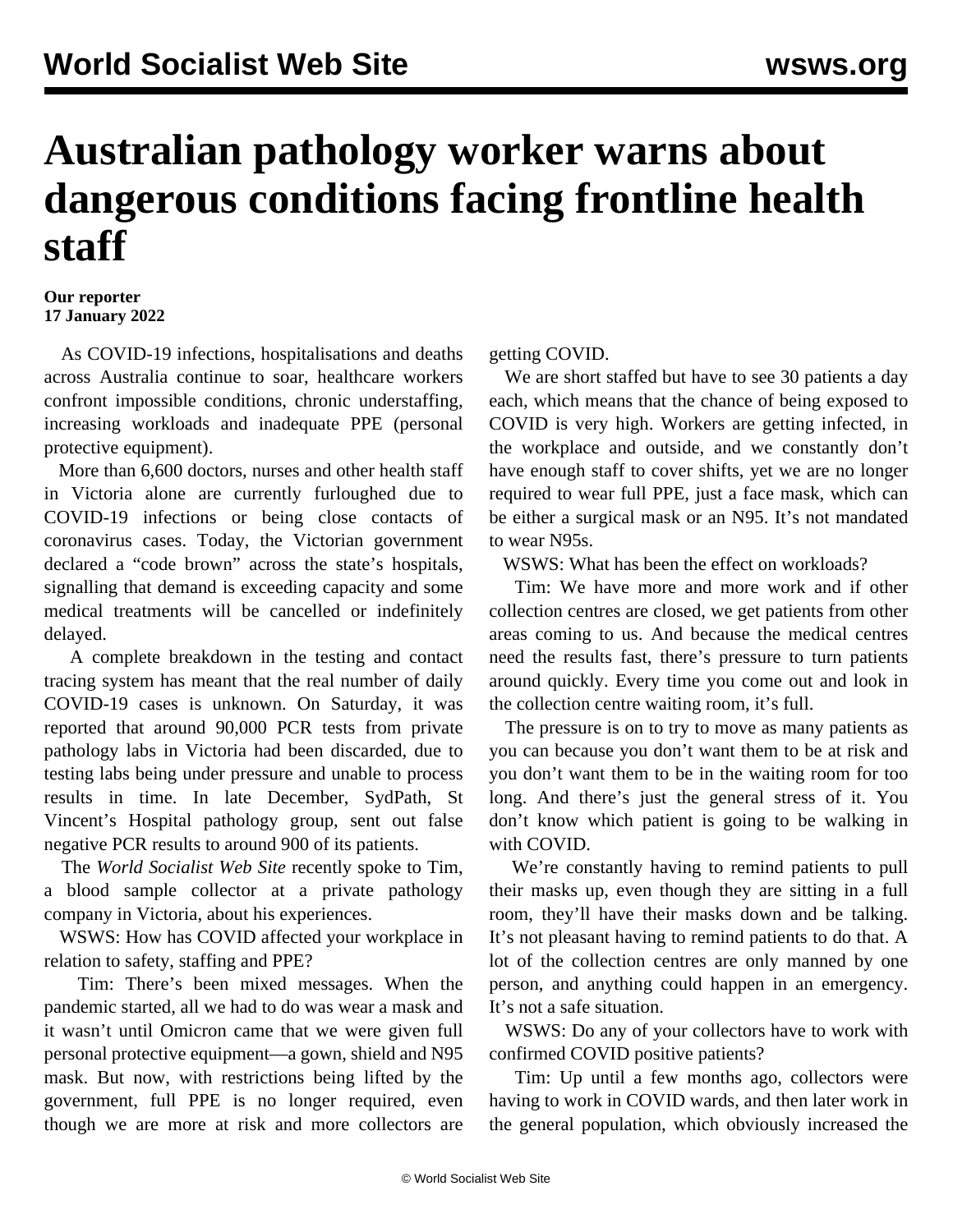# Australian pathology worker warns about dangerous conditions facing frontline health staff

**Our reporter**
**17 January 2022**

As COVID-19 infections, hospitalisations and deaths across Australia continue to soar, healthcare workers confront impossible conditions, chronic understaffing, increasing workloads and inadequate PPE (personal protective equipment).

More than 6,600 doctors, nurses and other health staff in Victoria alone are currently furloughed due to COVID-19 infections or being close contacts of coronavirus cases. Today, the Victorian government declared a "code brown" across the state's hospitals, signalling that demand is exceeding capacity and some medical treatments will be cancelled or indefinitely delayed.

A complete breakdown in the testing and contact tracing system has meant that the real number of daily COVID-19 cases is unknown. On Saturday, it was reported that around 90,000 PCR tests from private pathology labs in Victoria had been discarded, due to testing labs being under pressure and unable to process results in time. In late December, SydPath, St Vincent's Hospital pathology group, sent out false negative PCR results to around 900 of its patients.

The *World Socialist Web Site* recently spoke to Tim, a blood sample collector at a private pathology company in Victoria, about his experiences.

WSWS: How has COVID affected your workplace in relation to safety, staffing and PPE?

Tim: There's been mixed messages. When the pandemic started, all we had to do was wear a mask and it wasn't until Omicron came that we were given full personal protective equipment—a gown, shield and N95 mask. But now, with restrictions being lifted by the government, full PPE is no longer required, even though we are more at risk and more collectors are getting COVID.

We are short staffed but have to see 30 patients a day each, which means that the chance of being exposed to COVID is very high. Workers are getting infected, in the workplace and outside, and we constantly don't have enough staff to cover shifts, yet we are no longer required to wear full PPE, just a face mask, which can be either a surgical mask or an N95. It's not mandated to wear N95s.

WSWS: What has been the effect on workloads?

Tim: We have more and more work and if other collection centres are closed, we get patients from other areas coming to us. And because the medical centres need the results fast, there's pressure to turn patients around quickly. Every time you come out and look in the collection centre waiting room, it's full.

The pressure is on to try to move as many patients as you can because you don't want them to be at risk and you don't want them to be in the waiting room for too long. And there's just the general stress of it. You don't know which patient is going to be walking in with COVID.

We're constantly having to remind patients to pull their masks up, even though they are sitting in a full room, they'll have their masks down and be talking. It's not pleasant having to remind patients to do that. A lot of the collection centres are only manned by one person, and anything could happen in an emergency. It's not a safe situation.

WSWS: Do any of your collectors have to work with confirmed COVID positive patients?

Tim: Up until a few months ago, collectors were having to work in COVID wards, and then later work in the general population, which obviously increased the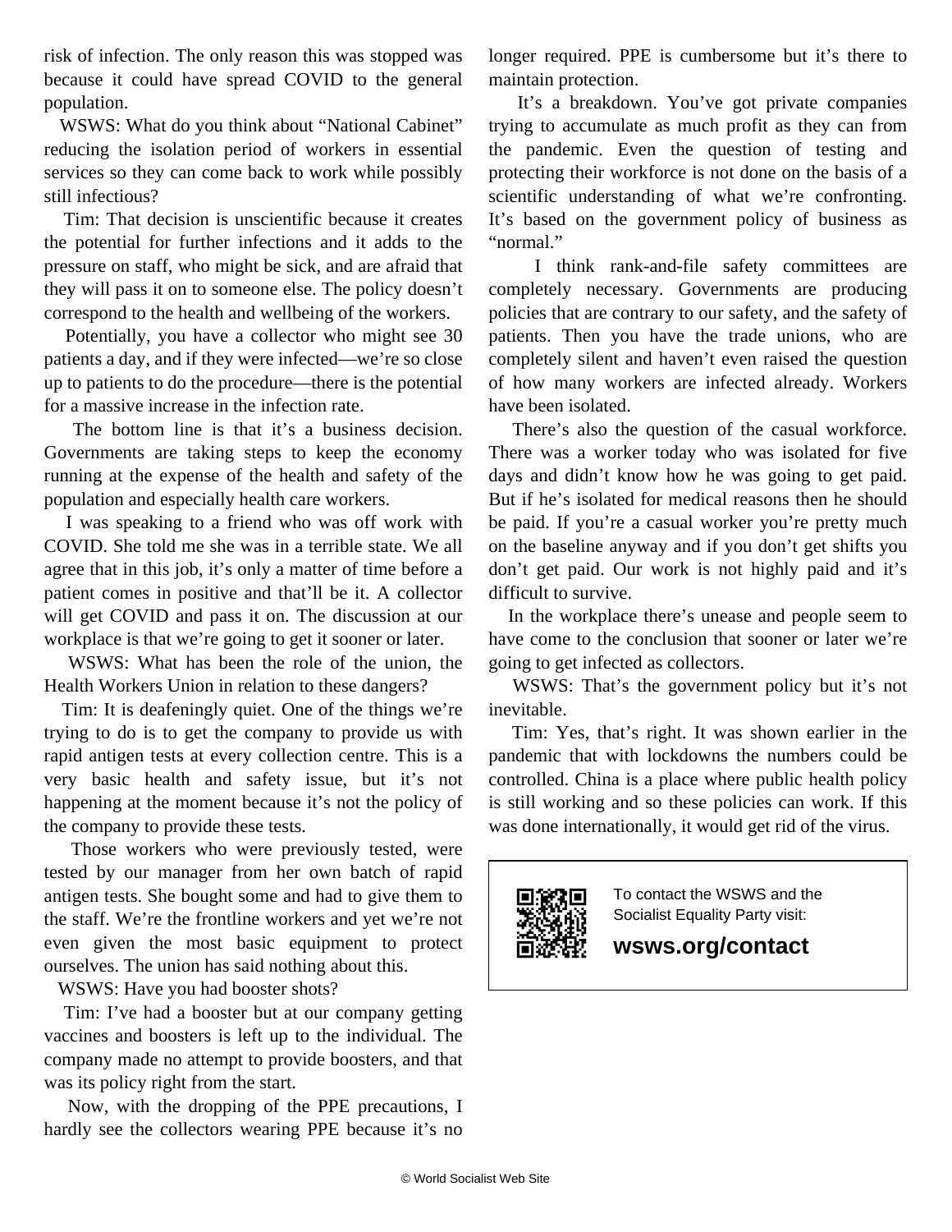risk of infection. The only reason this was stopped was because it could have spread COVID to the general population.

WSWS: What do you think about "National Cabinet" reducing the isolation period of workers in essential services so they can come back to work while possibly still infectious?

Tim: That decision is unscientific because it creates the potential for further infections and it adds to the pressure on staff, who might be sick, and are afraid that they will pass it on to someone else. The policy doesn't correspond to the health and wellbeing of the workers.

Potentially, you have a collector who might see 30 patients a day, and if they were infected—we're so close up to patients to do the procedure—there is the potential for a massive increase in the infection rate.

The bottom line is that it's a business decision. Governments are taking steps to keep the economy running at the expense of the health and safety of the population and especially health care workers.

I was speaking to a friend who was off work with COVID. She told me she was in a terrible state. We all agree that in this job, it's only a matter of time before a patient comes in positive and that'll be it. A collector will get COVID and pass it on. The discussion at our workplace is that we're going to get it sooner or later.

WSWS: What has been the role of the union, the Health Workers Union in relation to these dangers?

Tim: It is deafeningly quiet. One of the things we're trying to do is to get the company to provide us with rapid antigen tests at every collection centre. This is a very basic health and safety issue, but it's not happening at the moment because it's not the policy of the company to provide these tests.

Those workers who were previously tested, were tested by our manager from her own batch of rapid antigen tests. She bought some and had to give them to the staff. We're the frontline workers and yet we're not even given the most basic equipment to protect ourselves. The union has said nothing about this.

WSWS: Have you had booster shots?

Tim: I've had a booster but at our company getting vaccines and boosters is left up to the individual. The company made no attempt to provide boosters, and that was its policy right from the start.

Now, with the dropping of the PPE precautions, I hardly see the collectors wearing PPE because it's no longer required. PPE is cumbersome but it's there to maintain protection.

It's a breakdown. You've got private companies trying to accumulate as much profit as they can from the pandemic. Even the question of testing and protecting their workforce is not done on the basis of a scientific understanding of what we're confronting. It's based on the government policy of business as "normal."

I think rank-and-file safety committees are completely necessary. Governments are producing policies that are contrary to our safety, and the safety of patients. Then you have the trade unions, who are completely silent and haven't even raised the question of how many workers are infected already. Workers have been isolated.

There's also the question of the casual workforce. There was a worker today who was isolated for five days and didn't know how he was going to get paid. But if he's isolated for medical reasons then he should be paid. If you're a casual worker you're pretty much on the baseline anyway and if you don't get shifts you don't get paid. Our work is not highly paid and it's difficult to survive.

In the workplace there's unease and people seem to have come to the conclusion that sooner or later we're going to get infected as collectors.

WSWS: That's the government policy but it's not inevitable.

Tim: Yes, that's right. It was shown earlier in the pandemic that with lockdowns the numbers could be controlled. China is a place where public health policy is still working and so these policies can work. If this was done internationally, it would get rid of the virus.

To contact the WSWS and the Socialist Equality Party visit:

**wsws.org/contact**